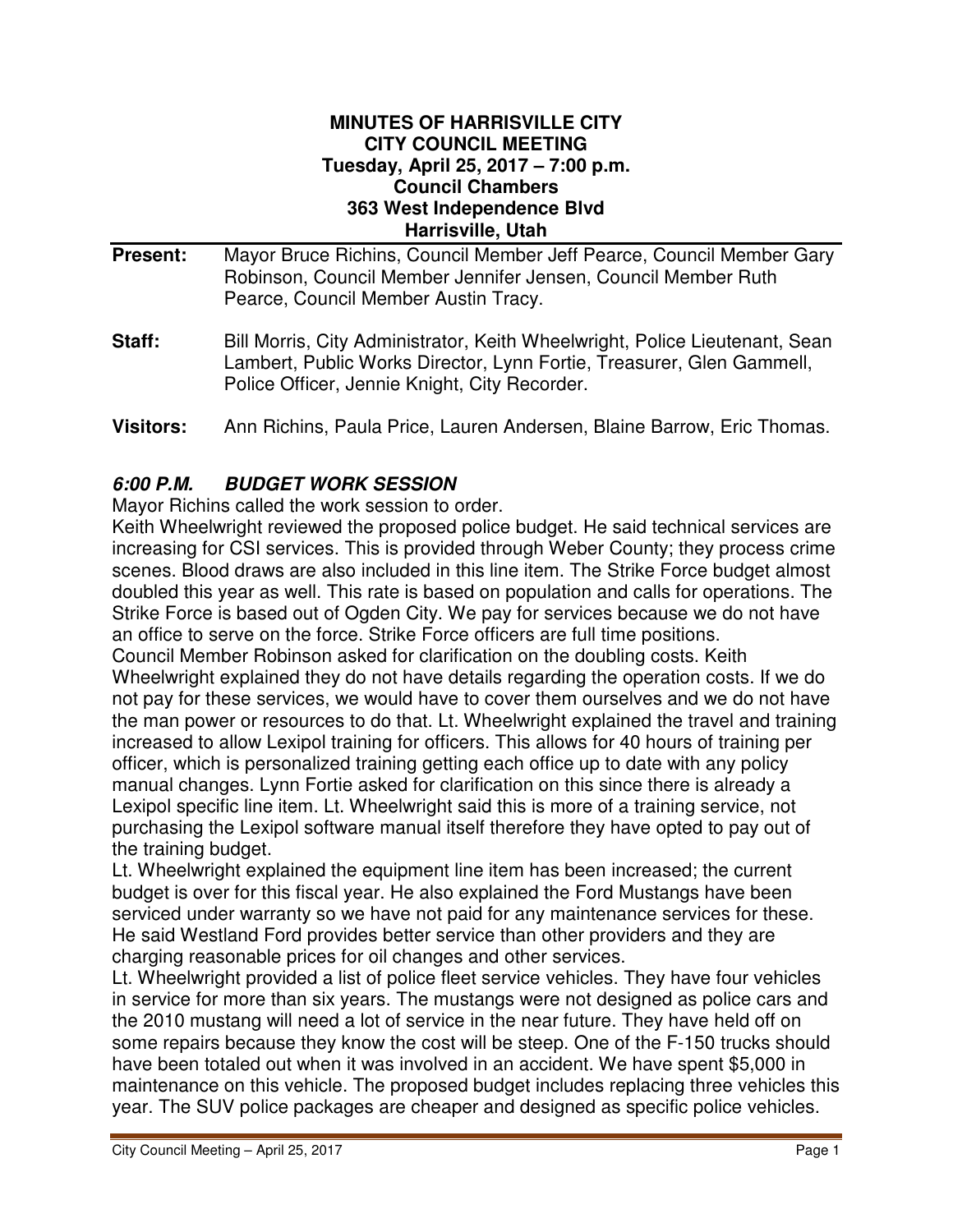**MINUTES OF HARRISVILLE CITY**
**CITY COUNCIL MEETING**
**Tuesday, April 25, 2017 – 7:00 p.m.**
**Council Chambers**
**363 West Independence Blvd**
**Harrisville, Utah**

**Present:** Mayor Bruce Richins, Council Member Jeff Pearce, Council Member Gary Robinson, Council Member Jennifer Jensen, Council Member Ruth Pearce, Council Member Austin Tracy.

**Staff:** Bill Morris, City Administrator, Keith Wheelwright, Police Lieutenant, Sean Lambert, Public Works Director, Lynn Fortie, Treasurer, Glen Gammell, Police Officer, Jennie Knight, City Recorder.

**Visitors:** Ann Richins, Paula Price, Lauren Andersen, Blaine Barrow, Eric Thomas.

## *6:00 P.M. BUDGET WORK SESSION*

Mayor Richins called the work session to order.

Keith Wheelwright reviewed the proposed police budget. He said technical services are increasing for CSI services. This is provided through Weber County; they process crime scenes. Blood draws are also included in this line item. The Strike Force budget almost doubled this year as well. This rate is based on population and calls for operations. The Strike Force is based out of Ogden City. We pay for services because we do not have an office to serve on the force. Strike Force officers are full time positions.

Council Member Robinson asked for clarification on the doubling costs. Keith Wheelwright explained they do not have details regarding the operation costs. If we do not pay for these services, we would have to cover them ourselves and we do not have the man power or resources to do that. Lt. Wheelwright explained the travel and training increased to allow Lexipol training for officers. This allows for 40 hours of training per officer, which is personalized training getting each office up to date with any policy manual changes. Lynn Fortie asked for clarification on this since there is already a Lexipol specific line item. Lt. Wheelwright said this is more of a training service, not purchasing the Lexipol software manual itself therefore they have opted to pay out of the training budget.

Lt. Wheelwright explained the equipment line item has been increased; the current budget is over for this fiscal year. He also explained the Ford Mustangs have been serviced under warranty so we have not paid for any maintenance services for these. He said Westland Ford provides better service than other providers and they are charging reasonable prices for oil changes and other services.

Lt. Wheelwright provided a list of police fleet service vehicles. They have four vehicles in service for more than six years. The mustangs were not designed as police cars and the 2010 mustang will need a lot of service in the near future. They have held off on some repairs because they know the cost will be steep. One of the F-150 trucks should have been totaled out when it was involved in an accident. We have spent $5,000 in maintenance on this vehicle. The proposed budget includes replacing three vehicles this year. The SUV police packages are cheaper and designed as specific police vehicles.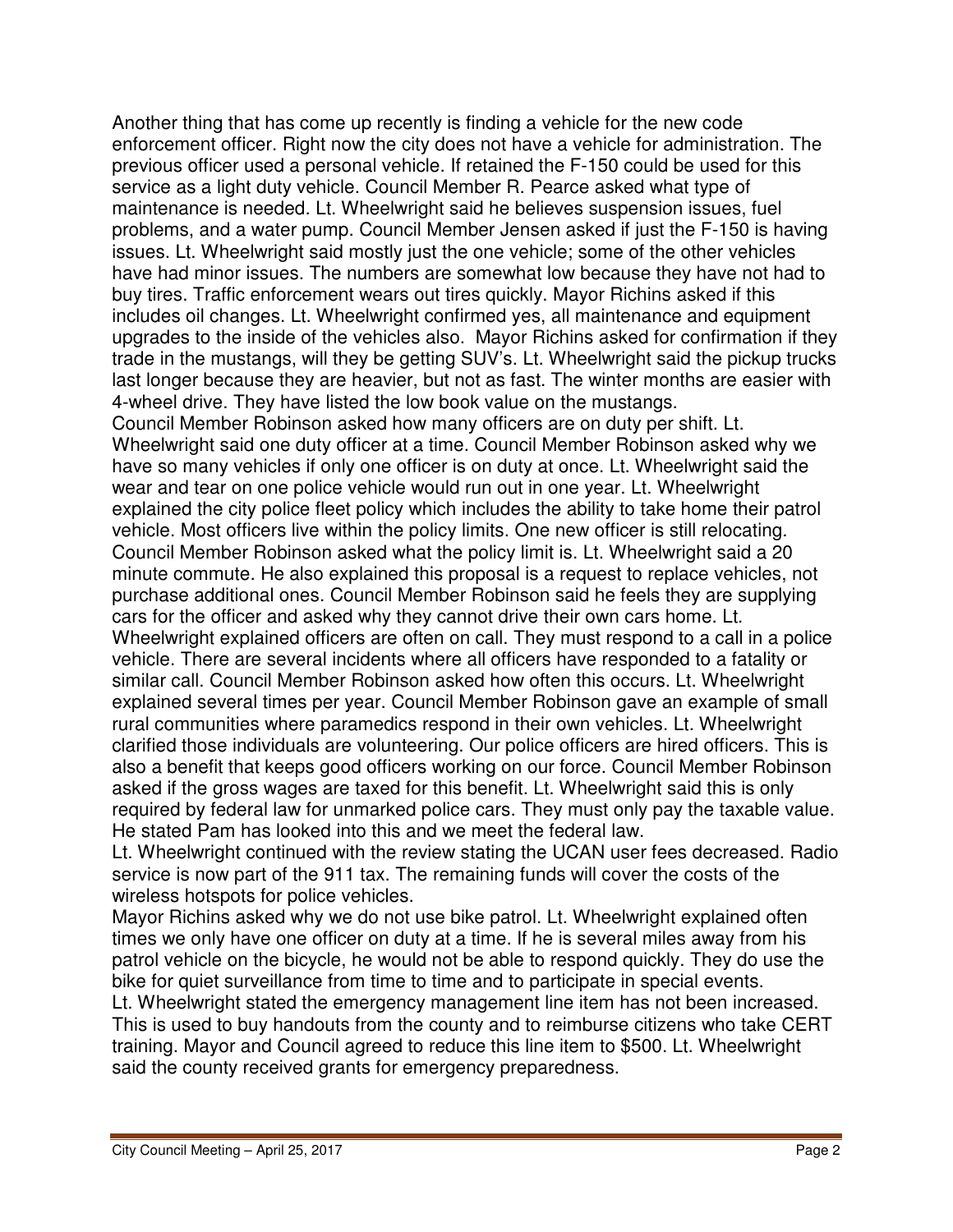Another thing that has come up recently is finding a vehicle for the new code enforcement officer. Right now the city does not have a vehicle for administration. The previous officer used a personal vehicle. If retained the F-150 could be used for this service as a light duty vehicle. Council Member R. Pearce asked what type of maintenance is needed. Lt. Wheelwright said he believes suspension issues, fuel problems, and a water pump. Council Member Jensen asked if just the F-150 is having issues. Lt. Wheelwright said mostly just the one vehicle; some of the other vehicles have had minor issues. The numbers are somewhat low because they have not had to buy tires. Traffic enforcement wears out tires quickly. Mayor Richins asked if this includes oil changes. Lt. Wheelwright confirmed yes, all maintenance and equipment upgrades to the inside of the vehicles also. Mayor Richins asked for confirmation if they trade in the mustangs, will they be getting SUV's. Lt. Wheelwright said the pickup trucks last longer because they are heavier, but not as fast. The winter months are easier with 4-wheel drive. They have listed the low book value on the mustangs.

Council Member Robinson asked how many officers are on duty per shift. Lt. Wheelwright said one duty officer at a time. Council Member Robinson asked why we have so many vehicles if only one officer is on duty at once. Lt. Wheelwright said the wear and tear on one police vehicle would run out in one year. Lt. Wheelwright explained the city police fleet policy which includes the ability to take home their patrol vehicle. Most officers live within the policy limits. One new officer is still relocating. Council Member Robinson asked what the policy limit is. Lt. Wheelwright said a 20 minute commute. He also explained this proposal is a request to replace vehicles, not purchase additional ones. Council Member Robinson said he feels they are supplying cars for the officer and asked why they cannot drive their own cars home. Lt. Wheelwright explained officers are often on call. They must respond to a call in a police vehicle. There are several incidents where all officers have responded to a fatality or similar call. Council Member Robinson asked how often this occurs. Lt. Wheelwright explained several times per year. Council Member Robinson gave an example of small rural communities where paramedics respond in their own vehicles. Lt. Wheelwright clarified those individuals are volunteering. Our police officers are hired officers. This is also a benefit that keeps good officers working on our force. Council Member Robinson asked if the gross wages are taxed for this benefit. Lt. Wheelwright said this is only required by federal law for unmarked police cars. They must only pay the taxable value. He stated Pam has looked into this and we meet the federal law.

Lt. Wheelwright continued with the review stating the UCAN user fees decreased. Radio service is now part of the 911 tax. The remaining funds will cover the costs of the wireless hotspots for police vehicles.

Mayor Richins asked why we do not use bike patrol. Lt. Wheelwright explained often times we only have one officer on duty at a time. If he is several miles away from his patrol vehicle on the bicycle, he would not be able to respond quickly. They do use the bike for quiet surveillance from time to time and to participate in special events.

Lt. Wheelwright stated the emergency management line item has not been increased. This is used to buy handouts from the county and to reimburse citizens who take CERT training. Mayor and Council agreed to reduce this line item to $500. Lt. Wheelwright said the county received grants for emergency preparedness.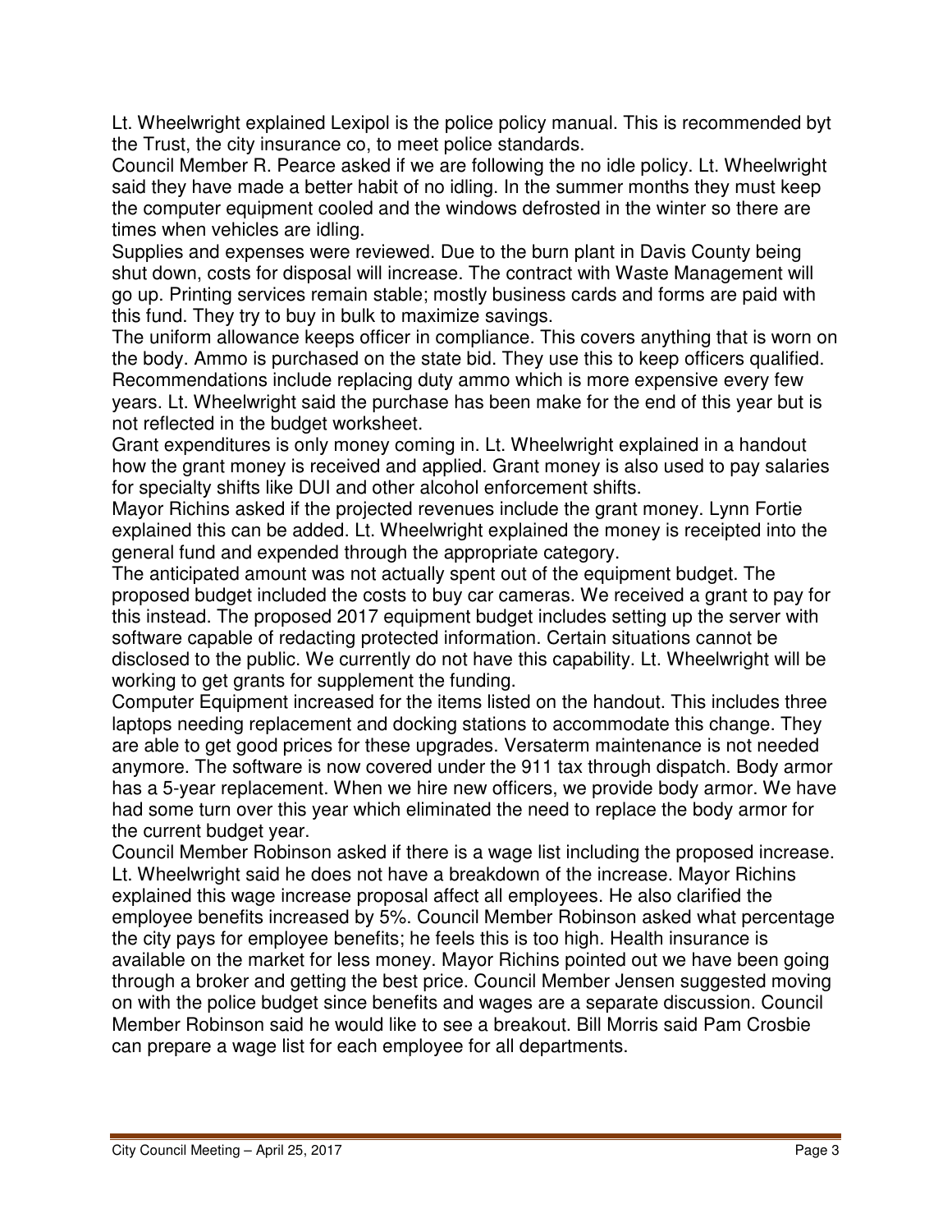Lt. Wheelwright explained Lexipol is the police policy manual. This is recommended byt the Trust, the city insurance co, to meet police standards.

Council Member R. Pearce asked if we are following the no idle policy. Lt. Wheelwright said they have made a better habit of no idling. In the summer months they must keep the computer equipment cooled and the windows defrosted in the winter so there are times when vehicles are idling.

Supplies and expenses were reviewed. Due to the burn plant in Davis County being shut down, costs for disposal will increase. The contract with Waste Management will go up. Printing services remain stable; mostly business cards and forms are paid with this fund. They try to buy in bulk to maximize savings.

The uniform allowance keeps officer in compliance. This covers anything that is worn on the body. Ammo is purchased on the state bid. They use this to keep officers qualified. Recommendations include replacing duty ammo which is more expensive every few years. Lt. Wheelwright said the purchase has been make for the end of this year but is not reflected in the budget worksheet.

Grant expenditures is only money coming in. Lt. Wheelwright explained in a handout how the grant money is received and applied. Grant money is also used to pay salaries for specialty shifts like DUI and other alcohol enforcement shifts.

Mayor Richins asked if the projected revenues include the grant money. Lynn Fortie explained this can be added. Lt. Wheelwright explained the money is receipted into the general fund and expended through the appropriate category.

The anticipated amount was not actually spent out of the equipment budget. The proposed budget included the costs to buy car cameras. We received a grant to pay for this instead. The proposed 2017 equipment budget includes setting up the server with software capable of redacting protected information. Certain situations cannot be disclosed to the public. We currently do not have this capability. Lt. Wheelwright will be working to get grants for supplement the funding.

Computer Equipment increased for the items listed on the handout. This includes three laptops needing replacement and docking stations to accommodate this change. They are able to get good prices for these upgrades. Versaterm maintenance is not needed anymore. The software is now covered under the 911 tax through dispatch. Body armor has a 5-year replacement. When we hire new officers, we provide body armor. We have had some turn over this year which eliminated the need to replace the body armor for the current budget year.

Council Member Robinson asked if there is a wage list including the proposed increase. Lt. Wheelwright said he does not have a breakdown of the increase. Mayor Richins explained this wage increase proposal affect all employees. He also clarified the employee benefits increased by 5%. Council Member Robinson asked what percentage the city pays for employee benefits; he feels this is too high. Health insurance is available on the market for less money. Mayor Richins pointed out we have been going through a broker and getting the best price. Council Member Jensen suggested moving on with the police budget since benefits and wages are a separate discussion. Council Member Robinson said he would like to see a breakout. Bill Morris said Pam Crosbie can prepare a wage list for each employee for all departments.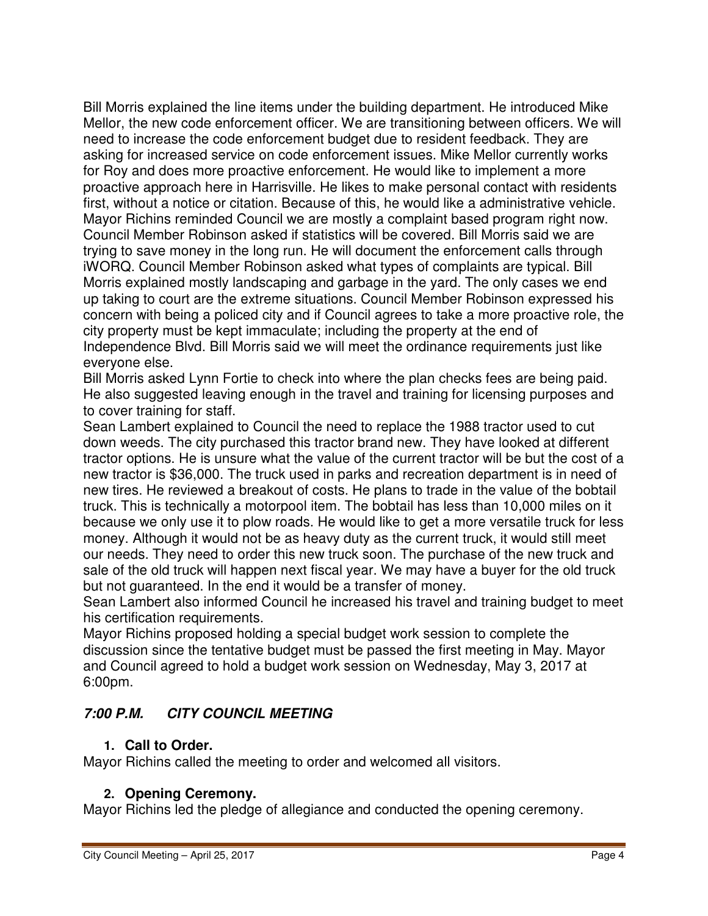Bill Morris explained the line items under the building department. He introduced Mike Mellor, the new code enforcement officer. We are transitioning between officers. We will need to increase the code enforcement budget due to resident feedback. They are asking for increased service on code enforcement issues. Mike Mellor currently works for Roy and does more proactive enforcement. He would like to implement a more proactive approach here in Harrisville. He likes to make personal contact with residents first, without a notice or citation. Because of this, he would like a administrative vehicle. Mayor Richins reminded Council we are mostly a complaint based program right now. Council Member Robinson asked if statistics will be covered. Bill Morris said we are trying to save money in the long run. He will document the enforcement calls through iWORQ. Council Member Robinson asked what types of complaints are typical. Bill Morris explained mostly landscaping and garbage in the yard. The only cases we end up taking to court are the extreme situations. Council Member Robinson expressed his concern with being a policed city and if Council agrees to take a more proactive role, the city property must be kept immaculate; including the property at the end of Independence Blvd. Bill Morris said we will meet the ordinance requirements just like everyone else.

Bill Morris asked Lynn Fortie to check into where the plan checks fees are being paid. He also suggested leaving enough in the travel and training for licensing purposes and to cover training for staff.

Sean Lambert explained to Council the need to replace the 1988 tractor used to cut down weeds. The city purchased this tractor brand new. They have looked at different tractor options. He is unsure what the value of the current tractor will be but the cost of a new tractor is $36,000. The truck used in parks and recreation department is in need of new tires. He reviewed a breakout of costs. He plans to trade in the value of the bobtail truck. This is technically a motorpool item. The bobtail has less than 10,000 miles on it because we only use it to plow roads. He would like to get a more versatile truck for less money. Although it would not be as heavy duty as the current truck, it would still meet our needs. They need to order this new truck soon. The purchase of the new truck and sale of the old truck will happen next fiscal year. We may have a buyer for the old truck but not guaranteed. In the end it would be a transfer of money.

Sean Lambert also informed Council he increased his travel and training budget to meet his certification requirements.

Mayor Richins proposed holding a special budget work session to complete the discussion since the tentative budget must be passed the first meeting in May. Mayor and Council agreed to hold a budget work session on Wednesday, May 3, 2017 at 6:00pm.

## *7:00 P.M. CITY COUNCIL MEETING*

### 1. Call to Order.

Mayor Richins called the meeting to order and welcomed all visitors.

### 2. Opening Ceremony.

Mayor Richins led the pledge of allegiance and conducted the opening ceremony.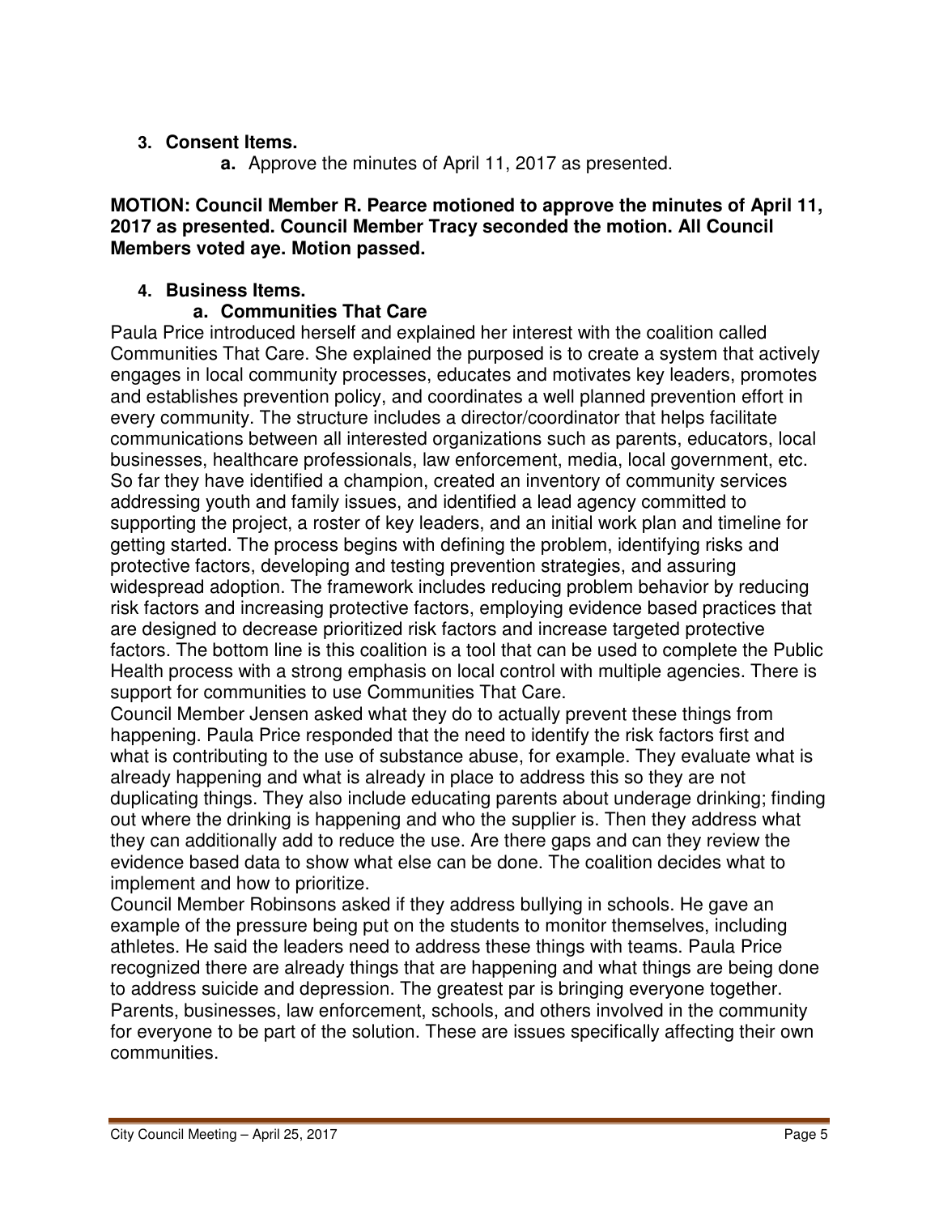3. **Consent Items.**
   - **a.** Approve the minutes of April 11, 2017 as presented.

**MOTION: Council Member R. Pearce motioned to approve the minutes of April 11, 2017 as presented. Council Member Tracy seconded the motion. All Council Members voted aye. Motion passed.**

4. **Business Items.**
   - **a. Communities That Care**

Paula Price introduced herself and explained her interest with the coalition called Communities That Care. She explained the purposed is to create a system that actively engages in local community processes, educates and motivates key leaders, promotes and establishes prevention policy, and coordinates a well planned prevention effort in every community. The structure includes a director/coordinator that helps facilitate communications between all interested organizations such as parents, educators, local businesses, healthcare professionals, law enforcement, media, local government, etc. So far they have identified a champion, created an inventory of community services addressing youth and family issues, and identified a lead agency committed to supporting the project, a roster of key leaders, and an initial work plan and timeline for getting started. The process begins with defining the problem, identifying risks and protective factors, developing and testing prevention strategies, and assuring widespread adoption. The framework includes reducing problem behavior by reducing risk factors and increasing protective factors, employing evidence based practices that are designed to decrease prioritized risk factors and increase targeted protective factors. The bottom line is this coalition is a tool that can be used to complete the Public Health process with a strong emphasis on local control with multiple agencies. There is support for communities to use Communities That Care.

Council Member Jensen asked what they do to actually prevent these things from happening. Paula Price responded that the need to identify the risk factors first and what is contributing to the use of substance abuse, for example. They evaluate what is already happening and what is already in place to address this so they are not duplicating things. They also include educating parents about underage drinking; finding out where the drinking is happening and who the supplier is. Then they address what they can additionally add to reduce the use. Are there gaps and can they review the evidence based data to show what else can be done. The coalition decides what to implement and how to prioritize.

Council Member Robinsons asked if they address bullying in schools. He gave an example of the pressure being put on the students to monitor themselves, including athletes. He said the leaders need to address these things with teams. Paula Price recognized there are already things that are happening and what things are being done to address suicide and depression. The greatest par is bringing everyone together. Parents, businesses, law enforcement, schools, and others involved in the community for everyone to be part of the solution. These are issues specifically affecting their own communities.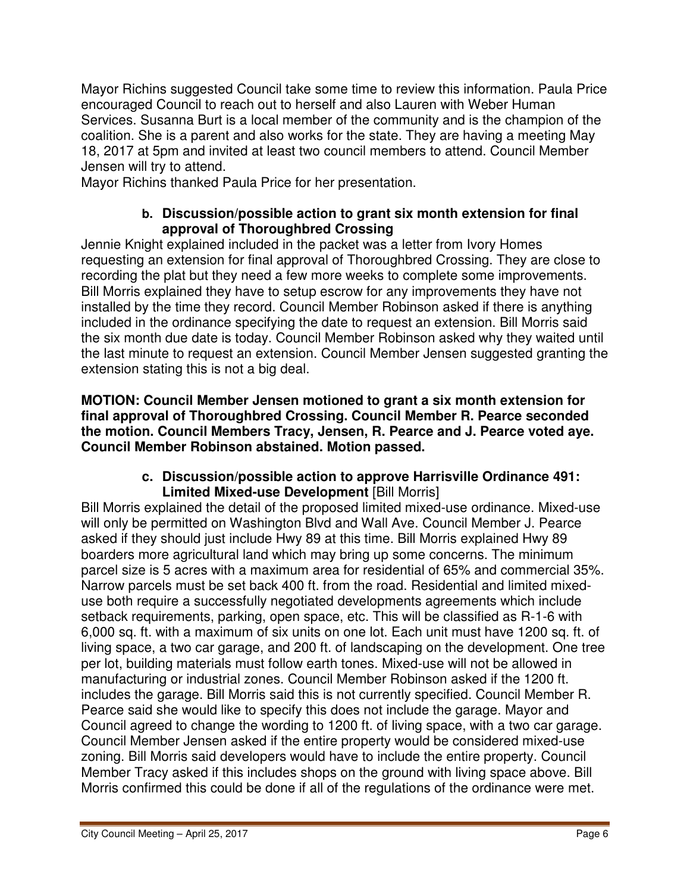Mayor Richins suggested Council take some time to review this information. Paula Price encouraged Council to reach out to herself and also Lauren with Weber Human Services. Susanna Burt is a local member of the community and is the champion of the coalition. She is a parent and also works for the state. They are having a meeting May 18, 2017 at 5pm and invited at least two council members to attend. Council Member Jensen will try to attend.
Mayor Richins thanked Paula Price for her presentation.

**b. Discussion/possible action to grant six month extension for final approval of Thoroughbred Crossing**

Jennie Knight explained included in the packet was a letter from Ivory Homes requesting an extension for final approval of Thoroughbred Crossing. They are close to recording the plat but they need a few more weeks to complete some improvements. Bill Morris explained they have to setup escrow for any improvements they have not installed by the time they record. Council Member Robinson asked if there is anything included in the ordinance specifying the date to request an extension. Bill Morris said the six month due date is today. Council Member Robinson asked why they waited until the last minute to request an extension. Council Member Jensen suggested granting the extension stating this is not a big deal.

**MOTION: Council Member Jensen motioned to grant a six month extension for final approval of Thoroughbred Crossing. Council Member R. Pearce seconded the motion. Council Members Tracy, Jensen, R. Pearce and J. Pearce voted aye. Council Member Robinson abstained. Motion passed.**

**c. Discussion/possible action to approve Harrisville Ordinance 491: Limited Mixed-use Development** [Bill Morris]

Bill Morris explained the detail of the proposed limited mixed-use ordinance. Mixed-use will only be permitted on Washington Blvd and Wall Ave. Council Member J. Pearce asked if they should just include Hwy 89 at this time. Bill Morris explained Hwy 89 boarders more agricultural land which may bring up some concerns. The minimum parcel size is 5 acres with a maximum area for residential of 65% and commercial 35%. Narrow parcels must be set back 400 ft. from the road. Residential and limited mixed-use both require a successfully negotiated developments agreements which include setback requirements, parking, open space, etc. This will be classified as R-1-6 with 6,000 sq. ft. with a maximum of six units on one lot. Each unit must have 1200 sq. ft. of living space, a two car garage, and 200 ft. of landscaping on the development. One tree per lot, building materials must follow earth tones. Mixed-use will not be allowed in manufacturing or industrial zones. Council Member Robinson asked if the 1200 ft. includes the garage. Bill Morris said this is not currently specified. Council Member R. Pearce said she would like to specify this does not include the garage. Mayor and Council agreed to change the wording to 1200 ft. of living space, with a two car garage. Council Member Jensen asked if the entire property would be considered mixed-use zoning. Bill Morris said developers would have to include the entire property. Council Member Tracy asked if this includes shops on the ground with living space above. Bill Morris confirmed this could be done if all of the regulations of the ordinance were met.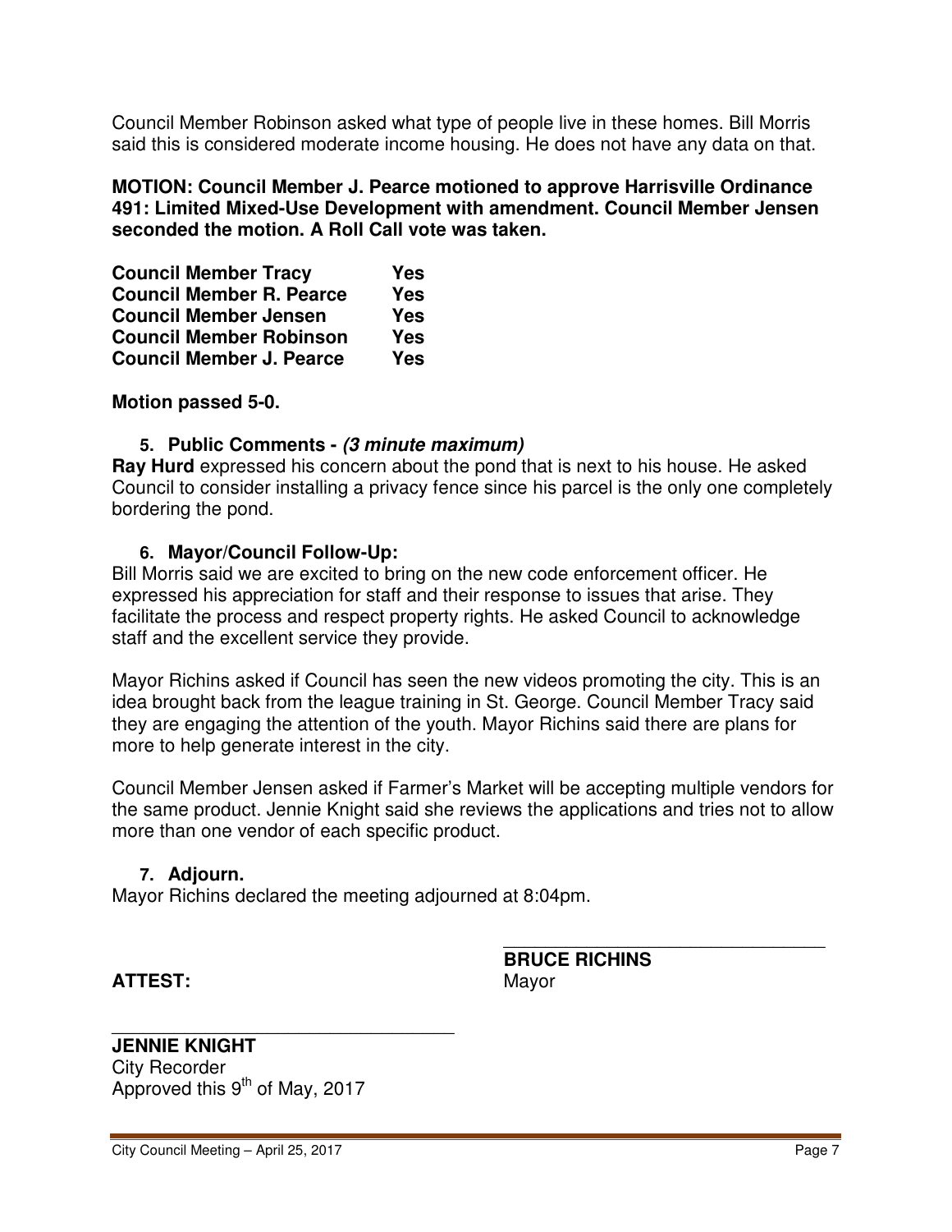Council Member Robinson asked what type of people live in these homes. Bill Morris said this is considered moderate income housing. He does not have any data on that.

**MOTION: Council Member J. Pearce motioned to approve Harrisville Ordinance 491: Limited Mixed-Use Development with amendment. Council Member Jensen seconded the motion. A Roll Call vote was taken.**

| | |
|---|---|
| **Council Member Tracy** | **Yes** |
| **Council Member R. Pearce** | **Yes** |
| **Council Member Jensen** | **Yes** |
| **Council Member Robinson** | **Yes** |
| **Council Member J. Pearce** | **Yes** |

**Motion passed 5-0.**

5. **Public Comments -** ***(3 minute maximum)***

**Ray Hurd** expressed his concern about the pond that is next to his house. He asked Council to consider installing a privacy fence since his parcel is the only one completely bordering the pond.

6. **Mayor/Council Follow-Up:**

Bill Morris said we are excited to bring on the new code enforcement officer. He expressed his appreciation for staff and their response to issues that arise. They facilitate the process and respect property rights. He asked Council to acknowledge staff and the excellent service they provide.

Mayor Richins asked if Council has seen the new videos promoting the city. This is an idea brought back from the league training in St. George. Council Member Tracy said they are engaging the attention of the youth. Mayor Richins said there are plans for more to help generate interest in the city.

Council Member Jensen asked if Farmer's Market will be accepting multiple vendors for the same product. Jennie Knight said she reviews the applications and tries not to allow more than one vendor of each specific product.

7. **Adjourn.**

Mayor Richins declared the meeting adjourned at 8:04pm.

\_\_\_\_\_\_\_\_\_\_\_\_\_\_\_\_\_\_\_\_\_\_\_\_\_\_\_\_\_\_\_\_\_\_
**BRUCE RICHINS**
Mayor

**ATTEST:**

\_\_\_\_\_\_\_\_\_\_\_\_\_\_\_\_\_\_\_\_\_\_\_\_\_\_\_\_\_\_\_\_\_\_
**JENNIE KNIGHT**
City Recorder
Approved this 9th of May, 2017